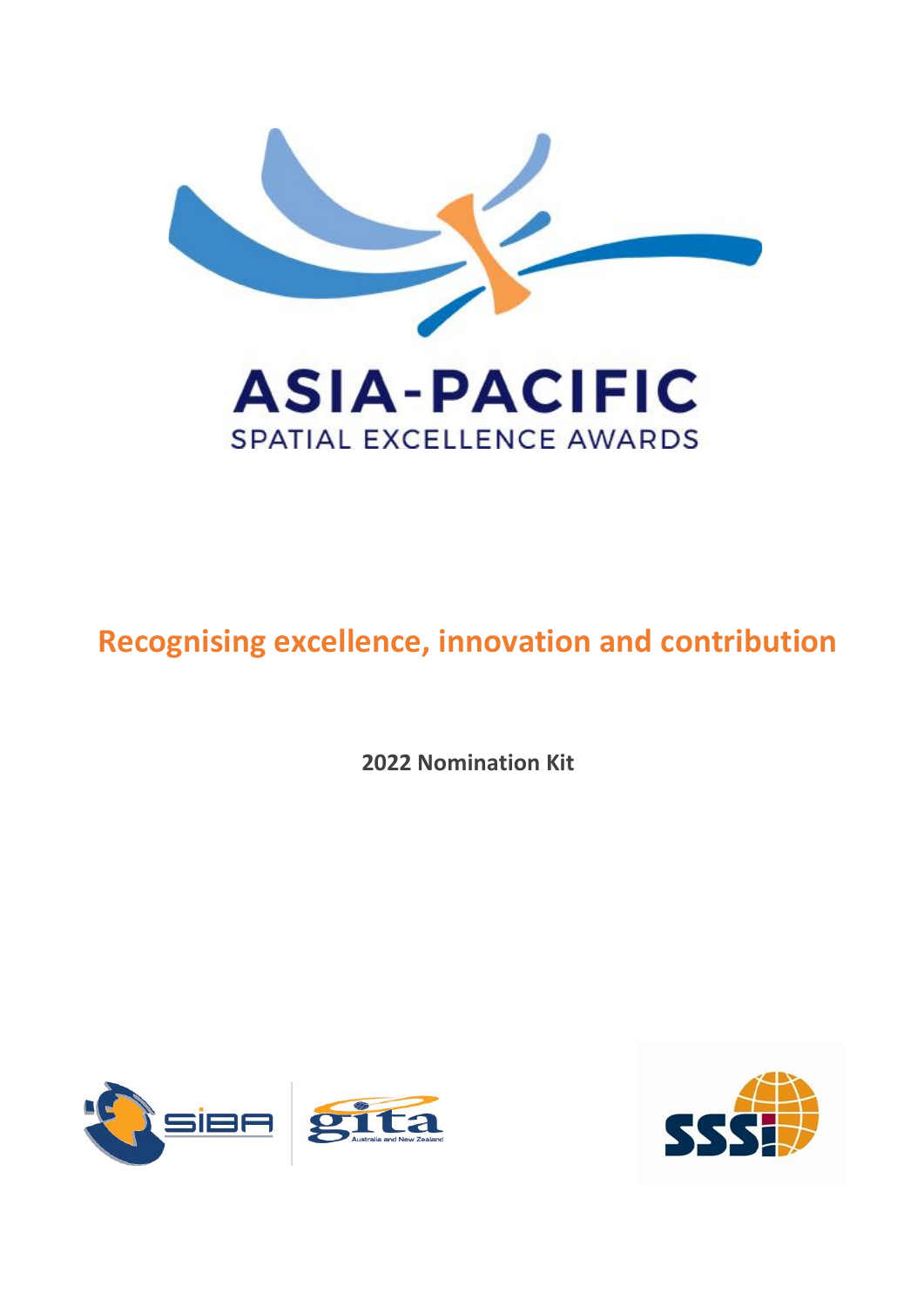# ASIA-PACIFIC SPATIAL EXCELLENCE AWARDS

## Recognising excellence, innovation and contribution

**2022 Nomination Kit**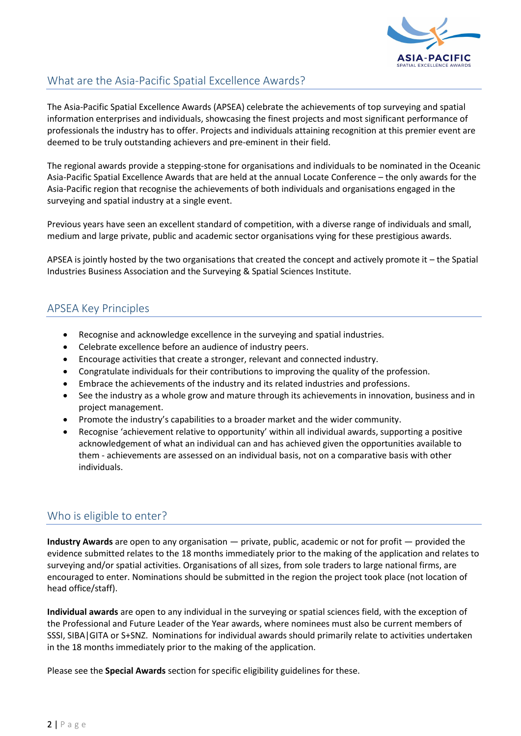## What are the Asia-Pacific Spatial Excellence Awards?

The Asia-Pacific Spatial Excellence Awards (APSEA) celebrate the achievements of top surveying and spatial information enterprises and individuals, showcasing the finest projects and most significant performance of professionals the industry has to offer. Projects and individuals attaining recognition at this premier event are deemed to be truly outstanding achievers and pre-eminent in their field.

The regional awards provide a stepping-stone for organisations and individuals to be nominated in the Oceanic Asia-Pacific Spatial Excellence Awards that are held at the annual Locate Conference – the only awards for the Asia-Pacific region that recognise the achievements of both individuals and organisations engaged in the surveying and spatial industry at a single event.

Previous years have seen an excellent standard of competition, with a diverse range of individuals and small, medium and large private, public and academic sector organisations vying for these prestigious awards.

APSEA is jointly hosted by the two organisations that created the concept and actively promote it – the Spatial Industries Business Association and the Surveying & Spatial Sciences Institute.

## APSEA Key Principles

- Recognise and acknowledge excellence in the surveying and spatial industries.
- Celebrate excellence before an audience of industry peers.
- Encourage activities that create a stronger, relevant and connected industry.
- Congratulate individuals for their contributions to improving the quality of the profession.
- Embrace the achievements of the industry and its related industries and professions.
- See the industry as a whole grow and mature through its achievements in innovation, business and in project management.
- Promote the industry's capabilities to a broader market and the wider community.
- Recognise 'achievement relative to opportunity' within all individual awards, supporting a positive acknowledgement of what an individual can and has achieved given the opportunities available to them - achievements are assessed on an individual basis, not on a comparative basis with other individuals.

## Who is eligible to enter?

**Industry Awards** are open to any organisation — private, public, academic or not for profit — provided the evidence submitted relates to the 18 months immediately prior to the making of the application and relates to surveying and/or spatial activities. Organisations of all sizes, from sole traders to large national firms, are encouraged to enter. Nominations should be submitted in the region the project took place (not location of head office/staff).

**Individual awards** are open to any individual in the surveying or spatial sciences field, with the exception of the Professional and Future Leader of the Year awards, where nominees must also be current members of SSSI, SIBA|GITA or S+SNZ. Nominations for individual awards should primarily relate to activities undertaken in the 18 months immediately prior to the making of the application.

Please see the **Special Awards** section for specific eligibility guidelines for these.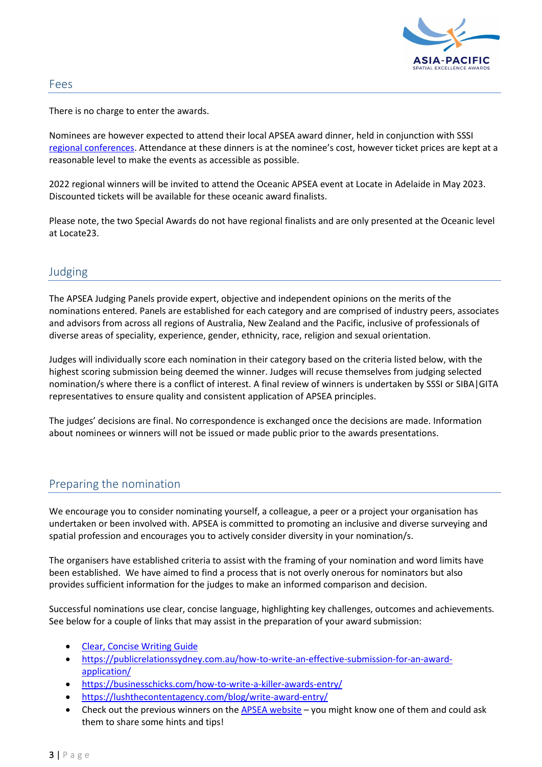## Fees

There is no charge to enter the awards.

Nominees are however expected to attend their local APSEA award dinner, held in conjunction with SSSI regional conferences. Attendance at these dinners is at the nominee's cost, however ticket prices are kept at a reasonable level to make the events as accessible as possible.

2022 regional winners will be invited to attend the Oceanic APSEA event at Locate in Adelaide in May 2023. Discounted tickets will be available for these oceanic award finalists.

Please note, the two Special Awards do not have regional finalists and are only presented at the Oceanic level at Locate23.

## Judging

The APSEA Judging Panels provide expert, objective and independent opinions on the merits of the nominations entered. Panels are established for each category and are comprised of industry peers, associates and advisors from across all regions of Australia, New Zealand and the Pacific, inclusive of professionals of diverse areas of speciality, experience, gender, ethnicity, race, religion and sexual orientation.

Judges will individually score each nomination in their category based on the criteria listed below, with the highest scoring submission being deemed the winner. Judges will recuse themselves from judging selected nomination/s where there is a conflict of interest. A final review of winners is undertaken by SSSI or SIBA|GITA representatives to ensure quality and consistent application of APSEA principles.

The judges' decisions are final. No correspondence is exchanged once the decisions are made. Information about nominees or winners will not be issued or made public prior to the awards presentations.

## Preparing the nomination

We encourage you to consider nominating yourself, a colleague, a peer or a project your organisation has undertaken or been involved with. APSEA is committed to promoting an inclusive and diverse surveying and spatial profession and encourages you to actively consider diversity in your nomination/s.

The organisers have established criteria to assist with the framing of your nomination and word limits have been established. We have aimed to find a process that is not overly onerous for nominators but also provides sufficient information for the judges to make an informed comparison and decision.

Successful nominations use clear, concise language, highlighting key challenges, outcomes and achievements. See below for a couple of links that may assist in the preparation of your award submission:

- Clear, Concise Writing Guide
- https://publicrelationssydney.com.au/how-to-write-an-effective-submission-for-an-award-application/
- https://businesschicks.com/how-to-write-a-killer-awards-entry/
- https://lushthecontentagency.com/blog/write-award-entry/
- Check out the previous winners on the APSEA website – you might know one of them and could ask them to share some hints and tips!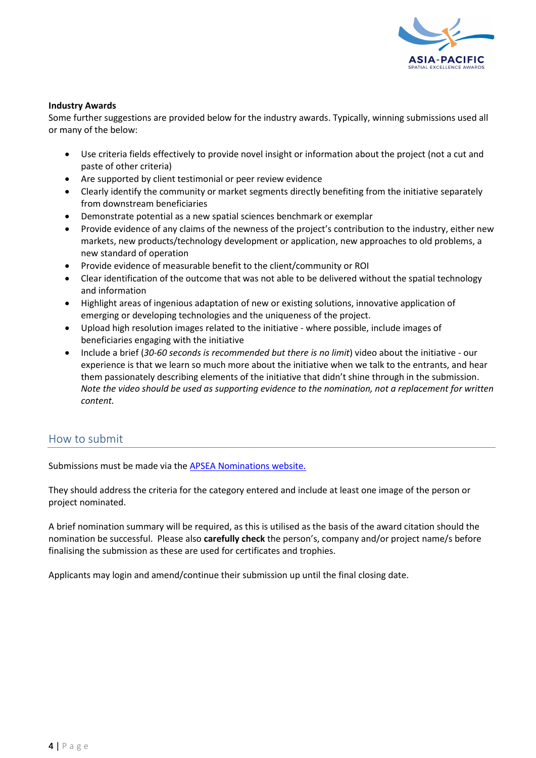**Industry Awards**

Some further suggestions are provided below for the industry awards. Typically, winning submissions used all or many of the below:

- Use criteria fields effectively to provide novel insight or information about the project (not a cut and paste of other criteria)
- Are supported by client testimonial or peer review evidence
- Clearly identify the community or market segments directly benefiting from the initiative separately from downstream beneficiaries
- Demonstrate potential as a new spatial sciences benchmark or exemplar
- Provide evidence of any claims of the newness of the project's contribution to the industry, either new markets, new products/technology development or application, new approaches to old problems, a new standard of operation
- Provide evidence of measurable benefit to the client/community or ROI
- Clear identification of the outcome that was not able to be delivered without the spatial technology and information
- Highlight areas of ingenious adaptation of new or existing solutions, innovative application of emerging or developing technologies and the uniqueness of the project.
- Upload high resolution images related to the initiative - where possible, include images of beneficiaries engaging with the initiative
- Include a brief (*30-60 seconds is recommended but there is no limit*) video about the initiative - our experience is that we learn so much more about the initiative when we talk to the entrants, and hear them passionately describing elements of the initiative that didn't shine through in the submission. *Note the video should be used as supporting evidence to the nomination, not a replacement for written content.*

## How to submit

Submissions must be made via the [APSEA Nominations website.]()

They should address the criteria for the category entered and include at least one image of the person or project nominated.

A brief nomination summary will be required, as this is utilised as the basis of the award citation should the nomination be successful. Please also **carefully check** the person's, company and/or project name/s before finalising the submission as these are used for certificates and trophies.

Applicants may login and amend/continue their submission up until the final closing date.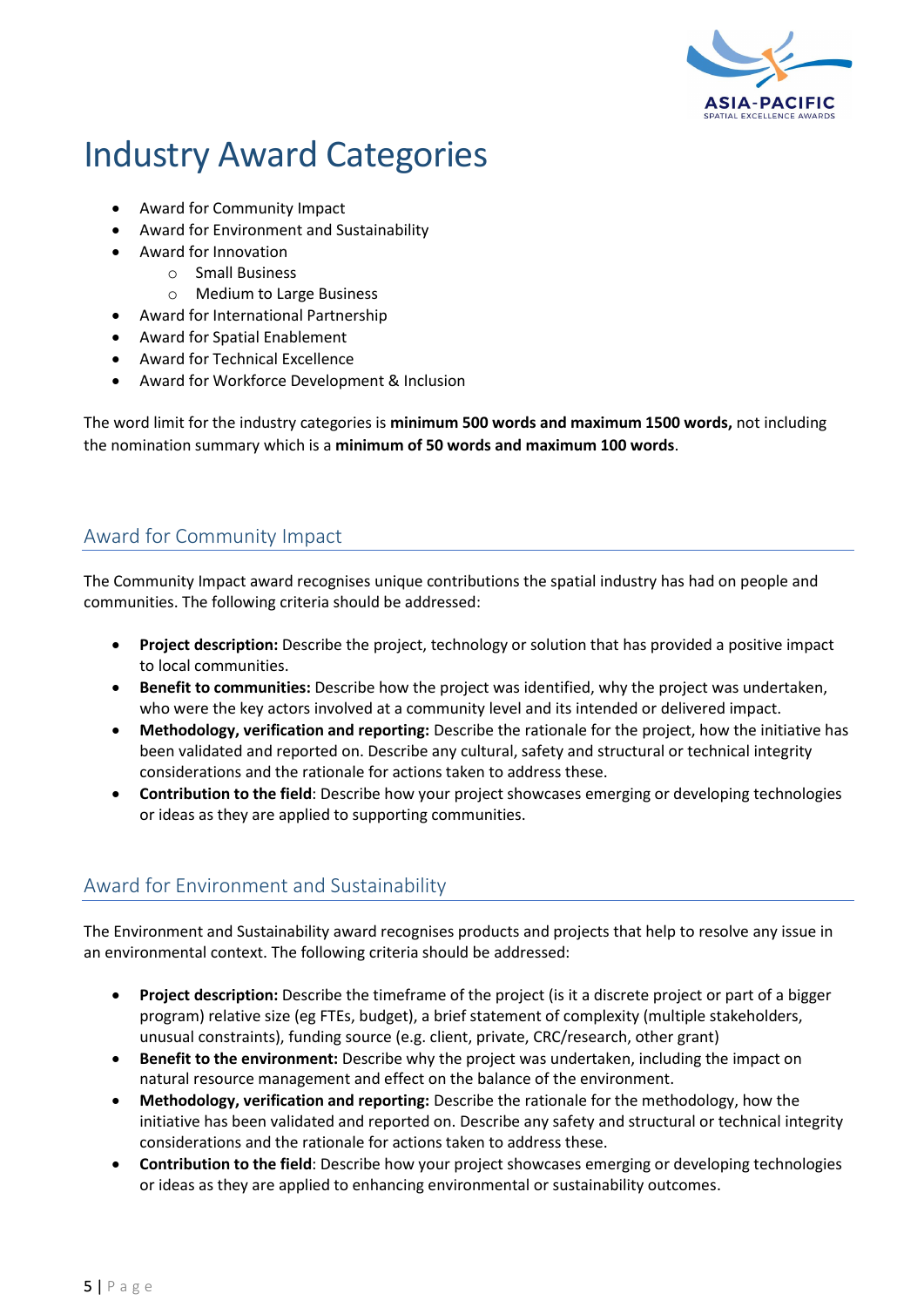# Industry Award Categories

- Award for Community Impact
- Award for Environment and Sustainability
- Award for Innovation
  - Small Business
  - Medium to Large Business
- Award for International Partnership
- Award for Spatial Enablement
- Award for Technical Excellence
- Award for Workforce Development & Inclusion

The word limit for the industry categories is **minimum 500 words and maximum 1500 words,** not including the nomination summary which is a **minimum of 50 words and maximum 100 words**.

## Award for Community Impact

The Community Impact award recognises unique contributions the spatial industry has had on people and communities. The following criteria should be addressed:

- **Project description:** Describe the project, technology or solution that has provided a positive impact to local communities.
- **Benefit to communities:** Describe how the project was identified, why the project was undertaken, who were the key actors involved at a community level and its intended or delivered impact.
- **Methodology, verification and reporting:** Describe the rationale for the project, how the initiative has been validated and reported on. Describe any cultural, safety and structural or technical integrity considerations and the rationale for actions taken to address these.
- **Contribution to the field**: Describe how your project showcases emerging or developing technologies or ideas as they are applied to supporting communities.

## Award for Environment and Sustainability

The Environment and Sustainability award recognises products and projects that help to resolve any issue in an environmental context. The following criteria should be addressed:

- **Project description:** Describe the timeframe of the project (is it a discrete project or part of a bigger program) relative size (eg FTEs, budget), a brief statement of complexity (multiple stakeholders, unusual constraints), funding source (e.g. client, private, CRC/research, other grant)
- **Benefit to the environment:** Describe why the project was undertaken, including the impact on natural resource management and effect on the balance of the environment.
- **Methodology, verification and reporting:** Describe the rationale for the methodology, how the initiative has been validated and reported on. Describe any safety and structural or technical integrity considerations and the rationale for actions taken to address these.
- **Contribution to the field**: Describe how your project showcases emerging or developing technologies or ideas as they are applied to enhancing environmental or sustainability outcomes.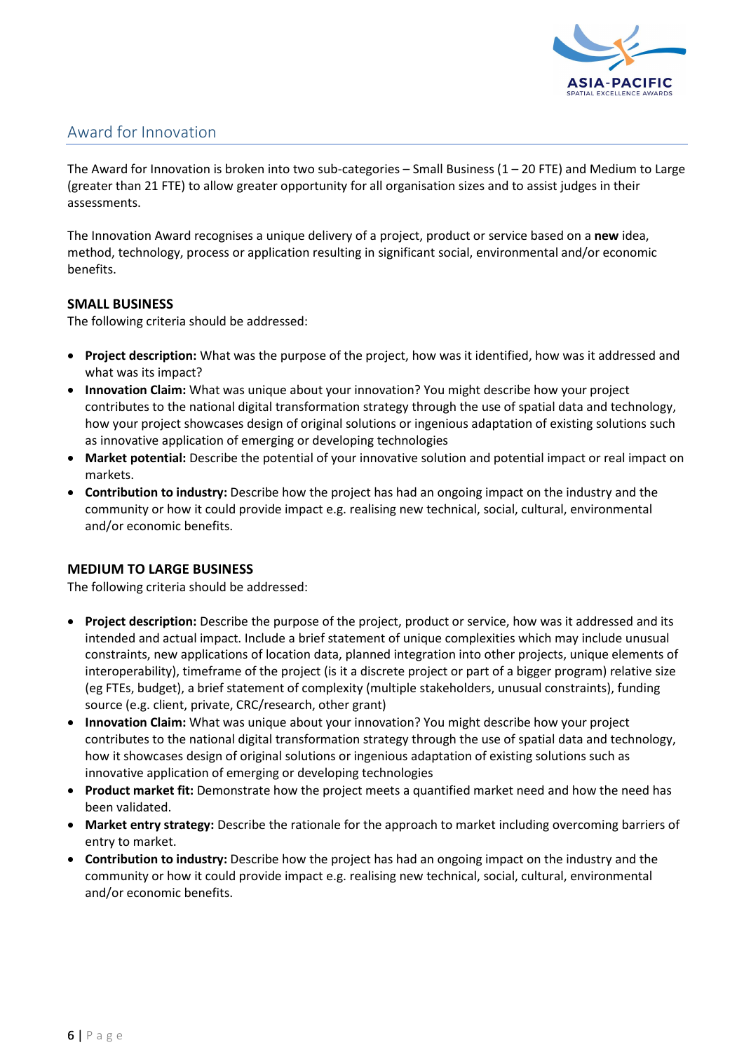## Award for Innovation

The Award for Innovation is broken into two sub-categories – Small Business (1 – 20 FTE) and Medium to Large (greater than 21 FTE) to allow greater opportunity for all organisation sizes and to assist judges in their assessments.

The Innovation Award recognises a unique delivery of a project, product or service based on a **new** idea, method, technology, process or application resulting in significant social, environmental and/or economic benefits.

### SMALL BUSINESS

The following criteria should be addressed:

- **Project description:** What was the purpose of the project, how was it identified, how was it addressed and what was its impact?
- **Innovation Claim:** What was unique about your innovation? You might describe how your project contributes to the national digital transformation strategy through the use of spatial data and technology, how your project showcases design of original solutions or ingenious adaptation of existing solutions such as innovative application of emerging or developing technologies
- **Market potential:** Describe the potential of your innovative solution and potential impact or real impact on markets.
- **Contribution to industry:** Describe how the project has had an ongoing impact on the industry and the community or how it could provide impact e.g. realising new technical, social, cultural, environmental and/or economic benefits.

### MEDIUM TO LARGE BUSINESS

The following criteria should be addressed:

- **Project description:** Describe the purpose of the project, product or service, how was it addressed and its intended and actual impact. Include a brief statement of unique complexities which may include unusual constraints, new applications of location data, planned integration into other projects, unique elements of interoperability), timeframe of the project (is it a discrete project or part of a bigger program) relative size (eg FTEs, budget), a brief statement of complexity (multiple stakeholders, unusual constraints), funding source (e.g. client, private, CRC/research, other grant)
- **Innovation Claim:** What was unique about your innovation? You might describe how your project contributes to the national digital transformation strategy through the use of spatial data and technology, how it showcases design of original solutions or ingenious adaptation of existing solutions such as innovative application of emerging or developing technologies
- **Product market fit:** Demonstrate how the project meets a quantified market need and how the need has been validated.
- **Market entry strategy:** Describe the rationale for the approach to market including overcoming barriers of entry to market.
- **Contribution to industry:** Describe how the project has had an ongoing impact on the industry and the community or how it could provide impact e.g. realising new technical, social, cultural, environmental and/or economic benefits.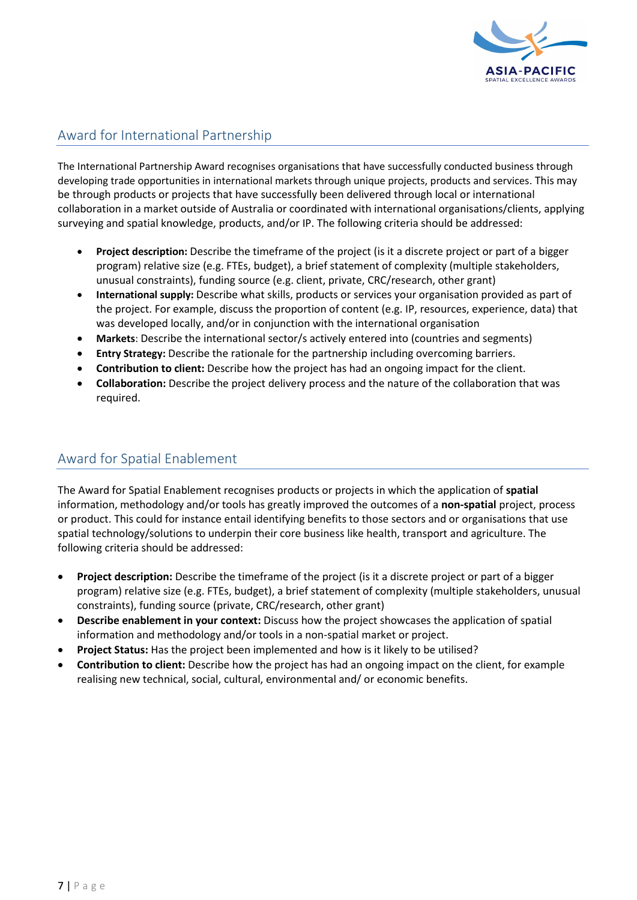## Award for International Partnership

The International Partnership Award recognises organisations that have successfully conducted business through developing trade opportunities in international markets through unique projects, products and services. This may be through products or projects that have successfully been delivered through local or international collaboration in a market outside of Australia or coordinated with international organisations/clients, applying surveying and spatial knowledge, products, and/or IP. The following criteria should be addressed:

- **Project description:** Describe the timeframe of the project (is it a discrete project or part of a bigger program) relative size (e.g. FTEs, budget), a brief statement of complexity (multiple stakeholders, unusual constraints), funding source (e.g. client, private, CRC/research, other grant)
- **International supply:** Describe what skills, products or services your organisation provided as part of the project. For example, discuss the proportion of content (e.g. IP, resources, experience, data) that was developed locally, and/or in conjunction with the international organisation
- **Markets**: Describe the international sector/s actively entered into (countries and segments)
- **Entry Strategy:** Describe the rationale for the partnership including overcoming barriers.
- **Contribution to client:** Describe how the project has had an ongoing impact for the client.
- **Collaboration:** Describe the project delivery process and the nature of the collaboration that was required.

## Award for Spatial Enablement

The Award for Spatial Enablement recognises products or projects in which the application of **spatial** information, methodology and/or tools has greatly improved the outcomes of a **non-spatial** project, process or product. This could for instance entail identifying benefits to those sectors and or organisations that use spatial technology/solutions to underpin their core business like health, transport and agriculture. The following criteria should be addressed:

- **Project description:** Describe the timeframe of the project (is it a discrete project or part of a bigger program) relative size (e.g. FTEs, budget), a brief statement of complexity (multiple stakeholders, unusual constraints), funding source (private, CRC/research, other grant)
- **Describe enablement in your context:** Discuss how the project showcases the application of spatial information and methodology and/or tools in a non-spatial market or project.
- **Project Status:** Has the project been implemented and how is it likely to be utilised?
- **Contribution to client:** Describe how the project has had an ongoing impact on the client, for example realising new technical, social, cultural, environmental and/ or economic benefits.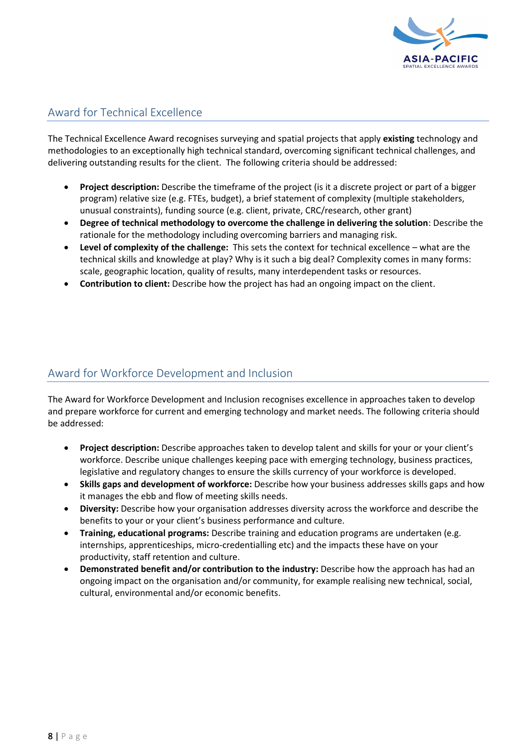## Award for Technical Excellence

The Technical Excellence Award recognises surveying and spatial projects that apply **existing** technology and methodologies to an exceptionally high technical standard, overcoming significant technical challenges, and delivering outstanding results for the client. The following criteria should be addressed:

- **Project description:** Describe the timeframe of the project (is it a discrete project or part of a bigger program) relative size (e.g. FTEs, budget), a brief statement of complexity (multiple stakeholders, unusual constraints), funding source (e.g. client, private, CRC/research, other grant)
- **Degree of technical methodology to overcome the challenge in delivering the solution**: Describe the rationale for the methodology including overcoming barriers and managing risk.
- **Level of complexity of the challenge:** This sets the context for technical excellence – what are the technical skills and knowledge at play? Why is it such a big deal? Complexity comes in many forms: scale, geographic location, quality of results, many interdependent tasks or resources.
- **Contribution to client:** Describe how the project has had an ongoing impact on the client.

## Award for Workforce Development and Inclusion

The Award for Workforce Development and Inclusion recognises excellence in approaches taken to develop and prepare workforce for current and emerging technology and market needs. The following criteria should be addressed:

- **Project description:** Describe approaches taken to develop talent and skills for your or your client's workforce. Describe unique challenges keeping pace with emerging technology, business practices, legislative and regulatory changes to ensure the skills currency of your workforce is developed.
- **Skills gaps and development of workforce:** Describe how your business addresses skills gaps and how it manages the ebb and flow of meeting skills needs.
- **Diversity:** Describe how your organisation addresses diversity across the workforce and describe the benefits to your or your client's business performance and culture.
- **Training, educational programs:** Describe training and education programs are undertaken (e.g. internships, apprenticeships, micro-credentialling etc) and the impacts these have on your productivity, staff retention and culture.
- **Demonstrated benefit and/or contribution to the industry:** Describe how the approach has had an ongoing impact on the organisation and/or community, for example realising new technical, social, cultural, environmental and/or economic benefits.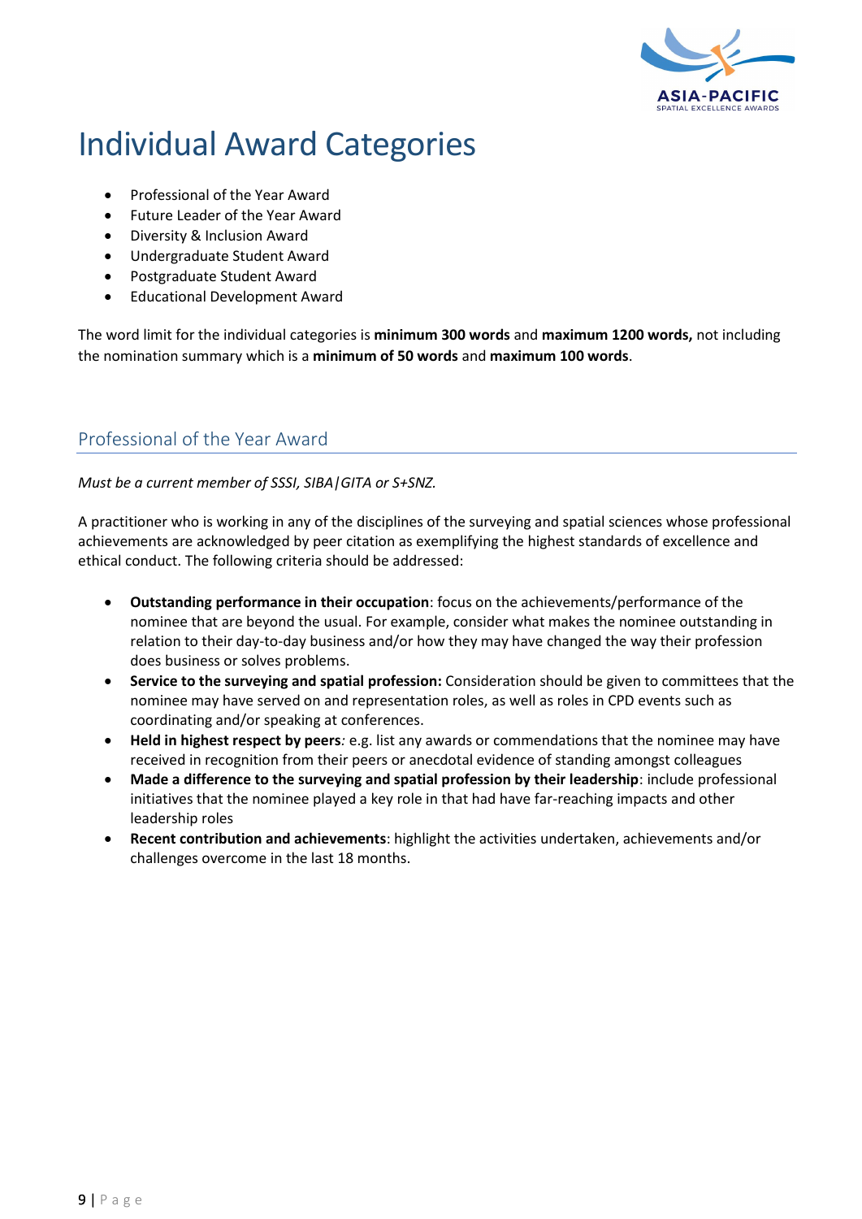# Individual Award Categories

- Professional of the Year Award
- Future Leader of the Year Award
- Diversity & Inclusion Award
- Undergraduate Student Award
- Postgraduate Student Award
- Educational Development Award

The word limit for the individual categories is **minimum 300 words** and **maximum 1200 words,** not including the nomination summary which is a **minimum of 50 words** and **maximum 100 words**.

## Professional of the Year Award

*Must be a current member of SSSI, SIBA|GITA or S+SNZ.*

A practitioner who is working in any of the disciplines of the surveying and spatial sciences whose professional achievements are acknowledged by peer citation as exemplifying the highest standards of excellence and ethical conduct. The following criteria should be addressed:

- **Outstanding performance in their occupation**: focus on the achievements/performance of the nominee that are beyond the usual. For example, consider what makes the nominee outstanding in relation to their day-to-day business and/or how they may have changed the way their profession does business or solves problems.
- **Service to the surveying and spatial profession:** Consideration should be given to committees that the nominee may have served on and representation roles, as well as roles in CPD events such as coordinating and/or speaking at conferences.
- **Held in highest respect by peers***:* e.g. list any awards or commendations that the nominee may have received in recognition from their peers or anecdotal evidence of standing amongst colleagues
- **Made a difference to the surveying and spatial profession by their leadership**: include professional initiatives that the nominee played a key role in that had have far-reaching impacts and other leadership roles
- **Recent contribution and achievements**: highlight the activities undertaken, achievements and/or challenges overcome in the last 18 months.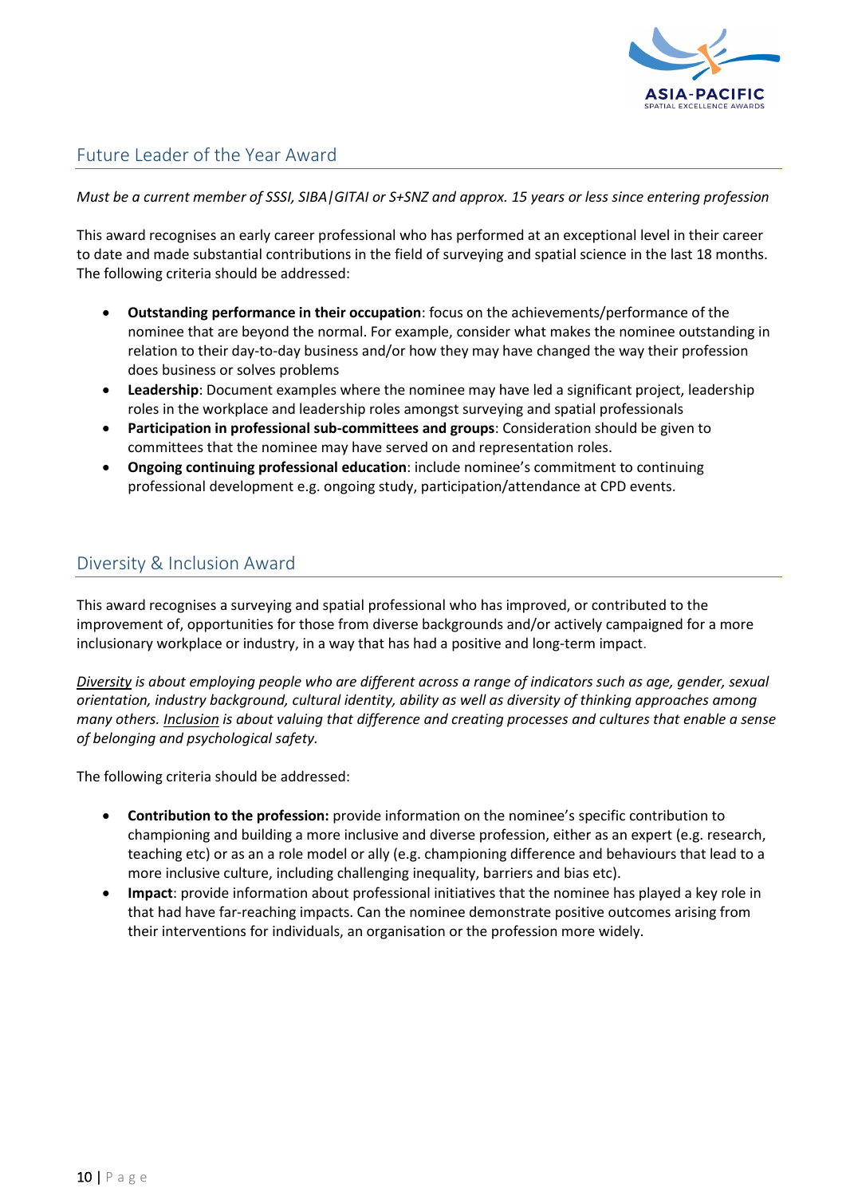## Future Leader of the Year Award

*Must be a current member of SSSI, SIBA|GITAI or S+SNZ and approx. 15 years or less since entering profession*

This award recognises an early career professional who has performed at an exceptional level in their career to date and made substantial contributions in the field of surveying and spatial science in the last 18 months. The following criteria should be addressed:

- **Outstanding performance in their occupation**: focus on the achievements/performance of the nominee that are beyond the normal. For example, consider what makes the nominee outstanding in relation to their day-to-day business and/or how they may have changed the way their profession does business or solves problems
- **Leadership**: Document examples where the nominee may have led a significant project, leadership roles in the workplace and leadership roles amongst surveying and spatial professionals
- **Participation in professional sub-committees and groups**: Consideration should be given to committees that the nominee may have served on and representation roles.
- **Ongoing continuing professional education**: include nominee's commitment to continuing professional development e.g. ongoing study, participation/attendance at CPD events.

## Diversity & Inclusion Award

This award recognises a surveying and spatial professional who has improved, or contributed to the improvement of, opportunities for those from diverse backgrounds and/or actively campaigned for a more inclusionary workplace or industry, in a way that has had a positive and long-term impact.

*<u>Diversity</u> is about employing people who are different across a range of indicators such as age, gender, sexual orientation, industry background, cultural identity, ability as well as diversity of thinking approaches among many others. <u>Inclusion</u> is about valuing that difference and creating processes and cultures that enable a sense of belonging and psychological safety.*

The following criteria should be addressed:

- **Contribution to the profession:** provide information on the nominee's specific contribution to championing and building a more inclusive and diverse profession, either as an expert (e.g. research, teaching etc) or as a role model or ally (e.g. championing difference and behaviours that lead to a more inclusive culture, including challenging inequality, barriers and bias etc).
- **Impact**: provide information about professional initiatives that the nominee has played a key role in that had have far-reaching impacts. Can the nominee demonstrate positive outcomes arising from their interventions for individuals, an organisation or the profession more widely.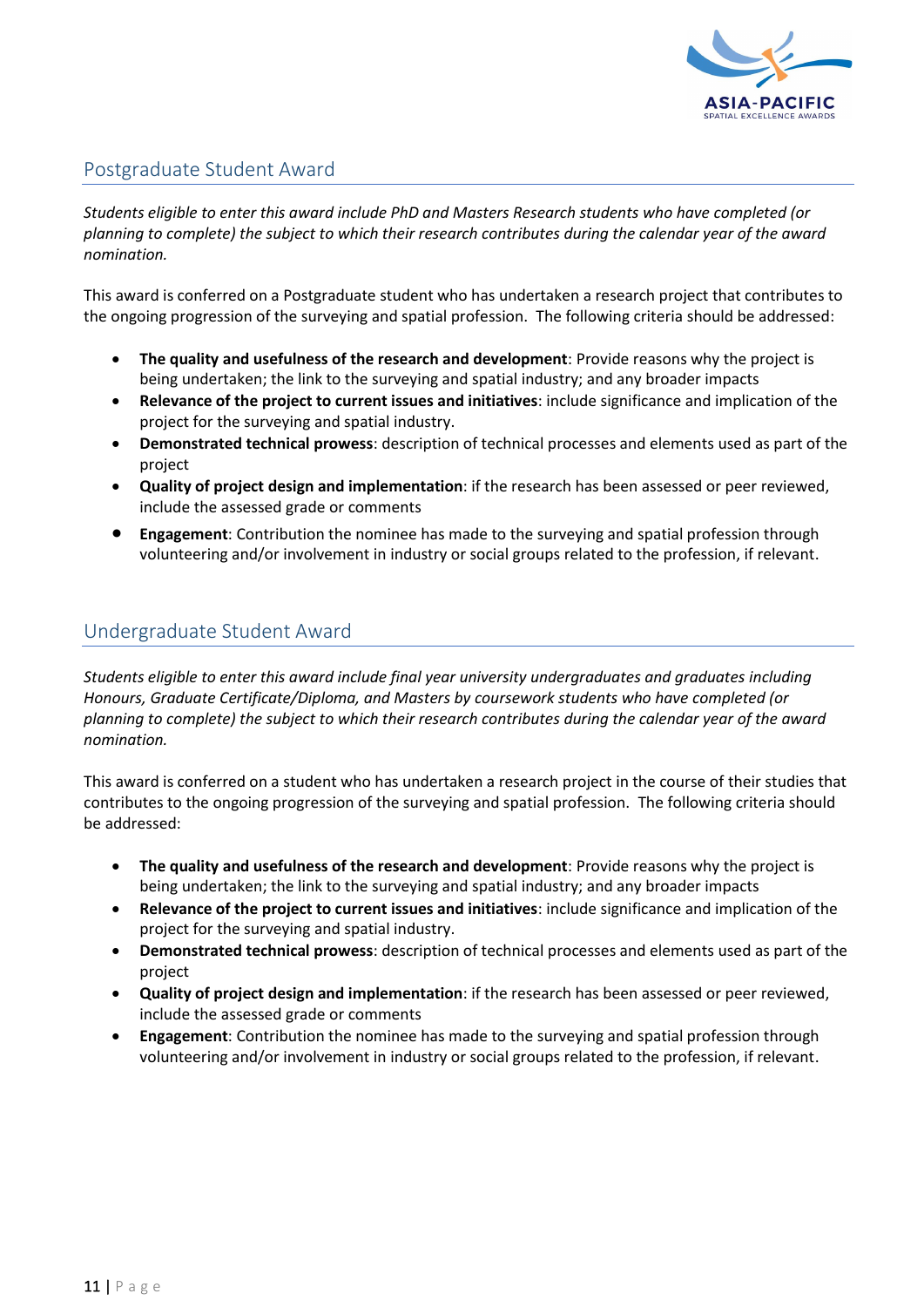## Postgraduate Student Award

*Students eligible to enter this award include PhD and Masters Research students who have completed (or planning to complete) the subject to which their research contributes during the calendar year of the award nomination.*

This award is conferred on a Postgraduate student who has undertaken a research project that contributes to the ongoing progression of the surveying and spatial profession. The following criteria should be addressed:

- **The quality and usefulness of the research and development**: Provide reasons why the project is being undertaken; the link to the surveying and spatial industry; and any broader impacts
- **Relevance of the project to current issues and initiatives**: include significance and implication of the project for the surveying and spatial industry.
- **Demonstrated technical prowess**: description of technical processes and elements used as part of the project
- **Quality of project design and implementation**: if the research has been assessed or peer reviewed, include the assessed grade or comments
- **Engagement**: Contribution the nominee has made to the surveying and spatial profession through volunteering and/or involvement in industry or social groups related to the profession, if relevant.

## Undergraduate Student Award

*Students eligible to enter this award include final year university undergraduates and graduates including Honours, Graduate Certificate/Diploma, and Masters by coursework students who have completed (or planning to complete) the subject to which their research contributes during the calendar year of the award nomination.*

This award is conferred on a student who has undertaken a research project in the course of their studies that contributes to the ongoing progression of the surveying and spatial profession. The following criteria should be addressed:

- **The quality and usefulness of the research and development**: Provide reasons why the project is being undertaken; the link to the surveying and spatial industry; and any broader impacts
- **Relevance of the project to current issues and initiatives**: include significance and implication of the project for the surveying and spatial industry.
- **Demonstrated technical prowess**: description of technical processes and elements used as part of the project
- **Quality of project design and implementation**: if the research has been assessed or peer reviewed, include the assessed grade or comments
- **Engagement**: Contribution the nominee has made to the surveying and spatial profession through volunteering and/or involvement in industry or social groups related to the profession, if relevant.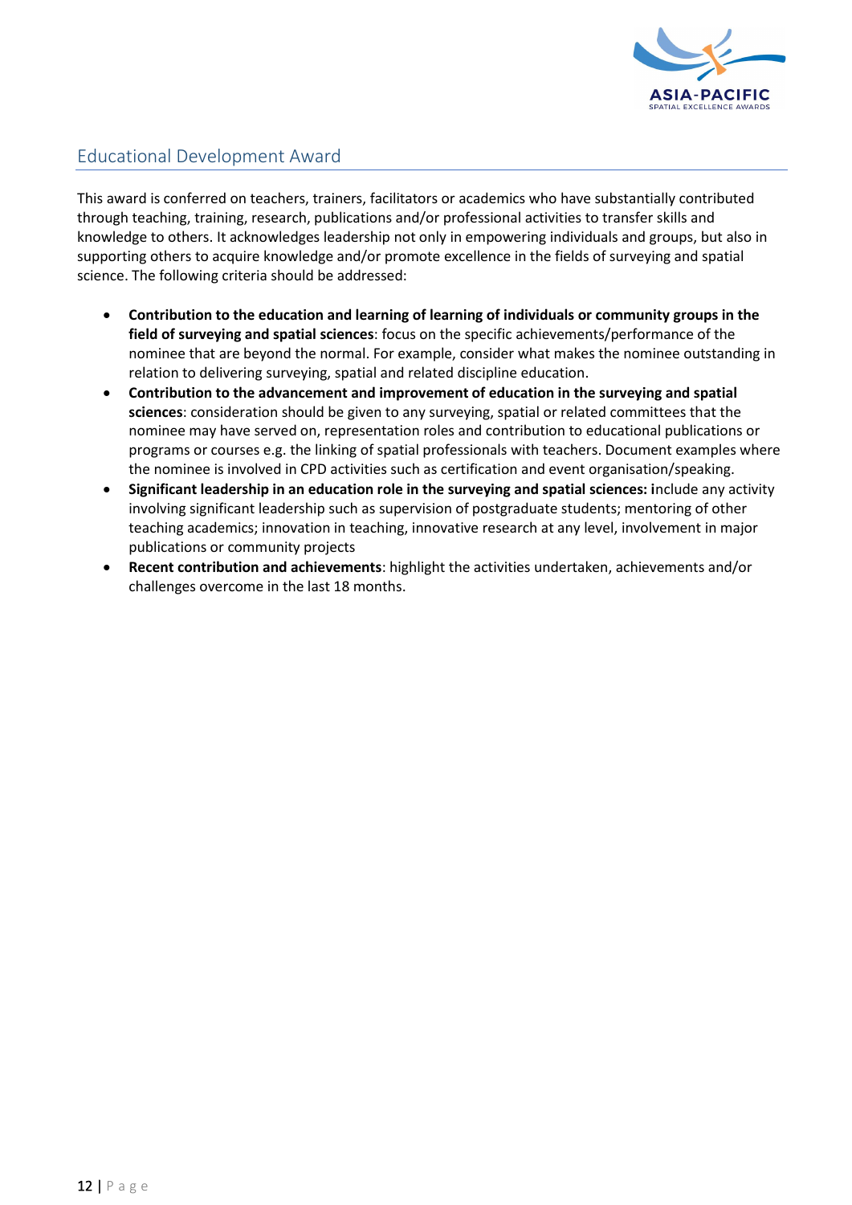## Educational Development Award

This award is conferred on teachers, trainers, facilitators or academics who have substantially contributed through teaching, training, research, publications and/or professional activities to transfer skills and knowledge to others. It acknowledges leadership not only in empowering individuals and groups, but also in supporting others to acquire knowledge and/or promote excellence in the fields of surveying and spatial science. The following criteria should be addressed:

- **Contribution to the education and learning of learning of individuals or community groups in the field of surveying and spatial sciences**: focus on the specific achievements/performance of the nominee that are beyond the normal. For example, consider what makes the nominee outstanding in relation to delivering surveying, spatial and related discipline education.
- **Contribution to the advancement and improvement of education in the surveying and spatial sciences**: consideration should be given to any surveying, spatial or related committees that the nominee may have served on, representation roles and contribution to educational publications or programs or courses e.g. the linking of spatial professionals with teachers. Document examples where the nominee is involved in CPD activities such as certification and event organisation/speaking.
- **Significant leadership in an education role in the surveying and spatial sciences: i**nclude any activity involving significant leadership such as supervision of postgraduate students; mentoring of other teaching academics; innovation in teaching, innovative research at any level, involvement in major publications or community projects
- **Recent contribution and achievements**: highlight the activities undertaken, achievements and/or challenges overcome in the last 18 months.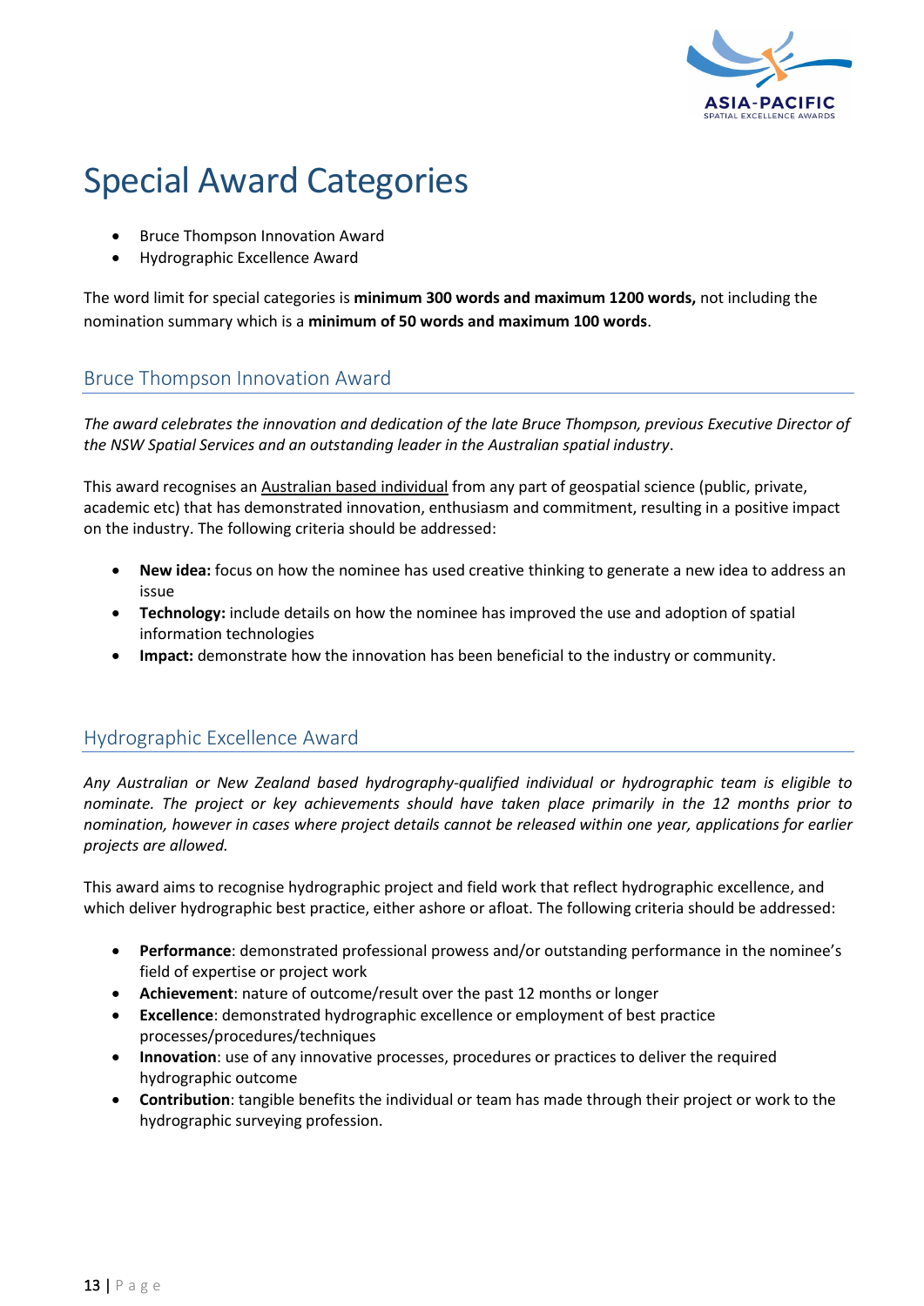# Special Award Categories

- Bruce Thompson Innovation Award
- Hydrographic Excellence Award

The word limit for special categories is **minimum 300 words and maximum 1200 words,** not including the nomination summary which is a **minimum of 50 words and maximum 100 words**.

## Bruce Thompson Innovation Award

*The award celebrates the innovation and dedication of the late Bruce Thompson, previous Executive Director of the NSW Spatial Services and an outstanding leader in the Australian spatial industry*.

This award recognises an Australian based individual from any part of geospatial science (public, private, academic etc) that has demonstrated innovation, enthusiasm and commitment, resulting in a positive impact on the industry. The following criteria should be addressed:

- **New idea:** focus on how the nominee has used creative thinking to generate a new idea to address an issue
- **Technology:** include details on how the nominee has improved the use and adoption of spatial information technologies
- **Impact:** demonstrate how the innovation has been beneficial to the industry or community.

## Hydrographic Excellence Award

*Any Australian or New Zealand based hydrography-qualified individual or hydrographic team is eligible to nominate. The project or key achievements should have taken place primarily in the 12 months prior to nomination, however in cases where project details cannot be released within one year, applications for earlier projects are allowed.*

This award aims to recognise hydrographic project and field work that reflect hydrographic excellence, and which deliver hydrographic best practice, either ashore or afloat. The following criteria should be addressed:

- **Performance**: demonstrated professional prowess and/or outstanding performance in the nominee's field of expertise or project work
- **Achievement**: nature of outcome/result over the past 12 months or longer
- **Excellence**: demonstrated hydrographic excellence or employment of best practice processes/procedures/techniques
- **Innovation**: use of any innovative processes, procedures or practices to deliver the required hydrographic outcome
- **Contribution**: tangible benefits the individual or team has made through their project or work to the hydrographic surveying profession.